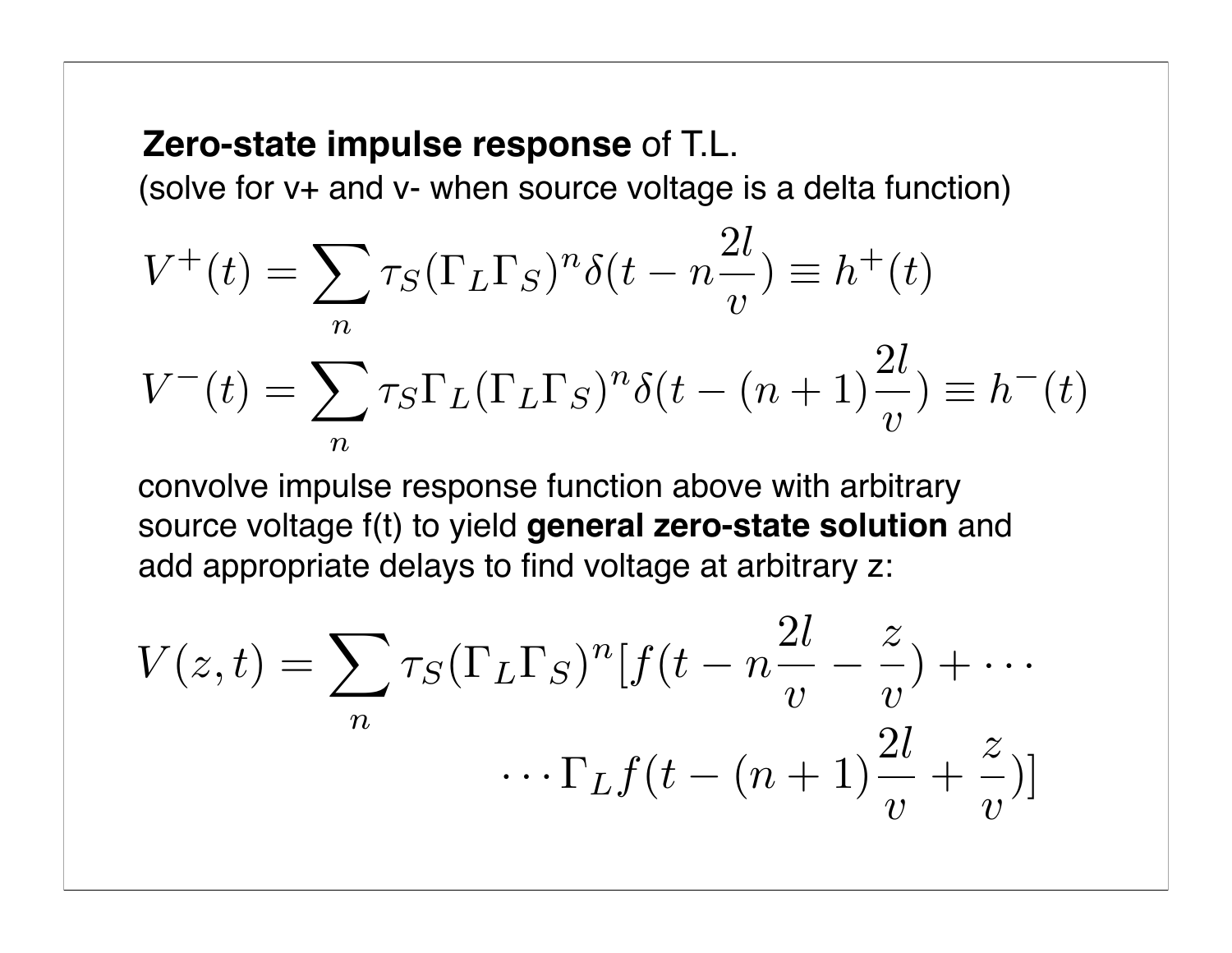**Zero-state impulse response** of T.L.

(solve for v+ and v- when source voltage is a delta function)

$$V^+(t) = \sum_n \tau_S (\Gamma_L \Gamma_S)^n \delta(t - n\frac{2l}{v}) \equiv h^+(t)$$

$$V^-(t) = \sum_n \tau_S \Gamma_L (\Gamma_L \Gamma_S)^n \delta(t - (n+1)\frac{2l}{v}) \equiv h^-(t)$$

convolve impulse response function above with arbitrary source voltage f(t) to yield **general zero-state solution** and add appropriate delays to find voltage at arbitrary z:

$$V(z,t) = \sum_n \tau_S (\Gamma_L \Gamma_S)^n [f(t - n\frac{2l}{v} - \frac{z}{v}) + \cdots$$

$$\cdots \Gamma_L f(t - (n+1)\frac{2l}{v} + \frac{z}{v})]$$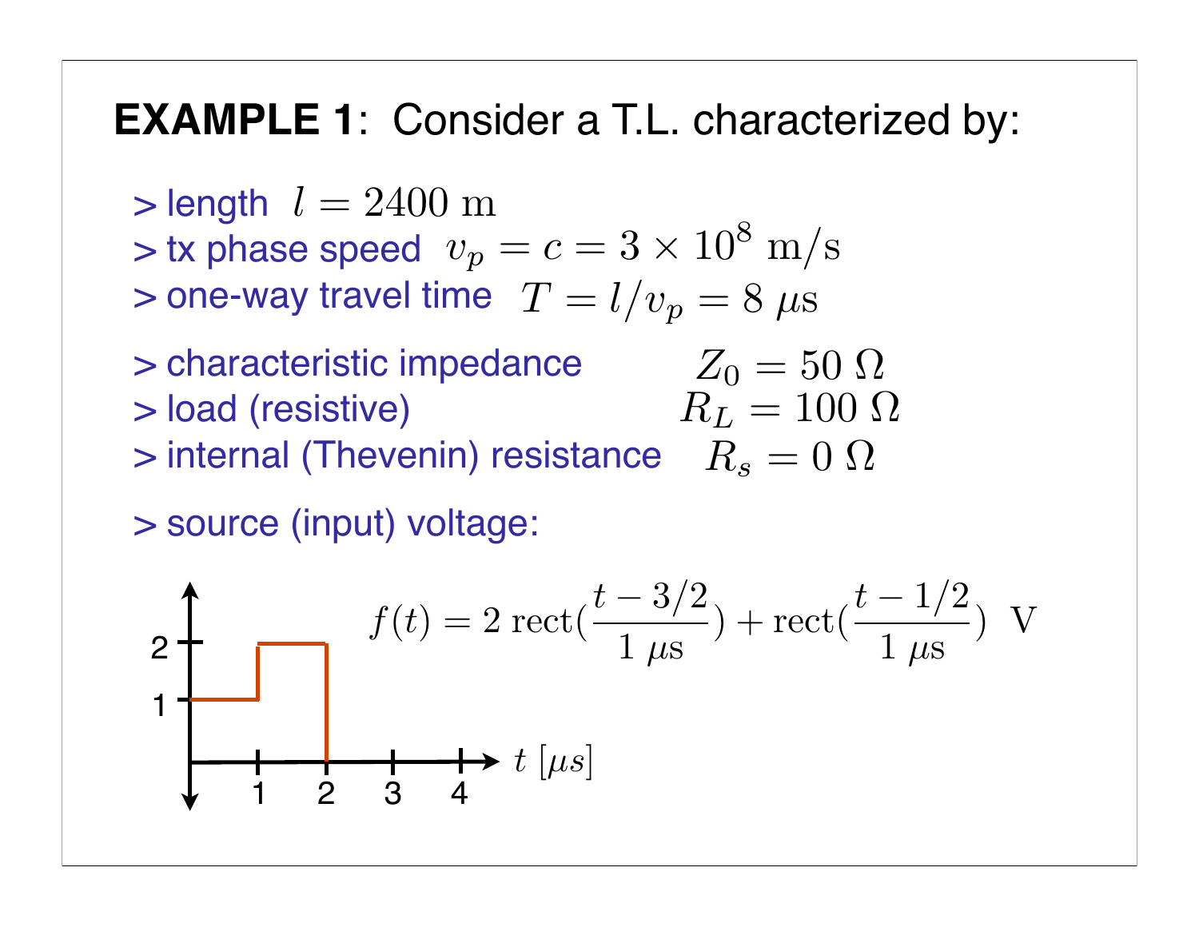**EXAMPLE 1**: Consider a T.L. characterized by:

> length $l = 2400$ m
> tx phase speed $v_p = c = 3 \times 10^8$ m/s
> one-way travel time $T = l/v_p = 8\ \mu$s

> characteristic impedance $Z_0 = 50\ \Omega$
> load (resistive) $R_L = 100\ \Omega$
> internal (Thevenin) resistance $R_s = 0\ \Omega$

> source (input) voltage:

$$f(t) = 2\ \mathrm{rect}\left(\frac{t - 3/2}{1\ \mu\mathrm{s}}\right) + \mathrm{rect}\left(\frac{t - 1/2}{1\ \mu\mathrm{s}}\right)\ \ \mathrm{V}$$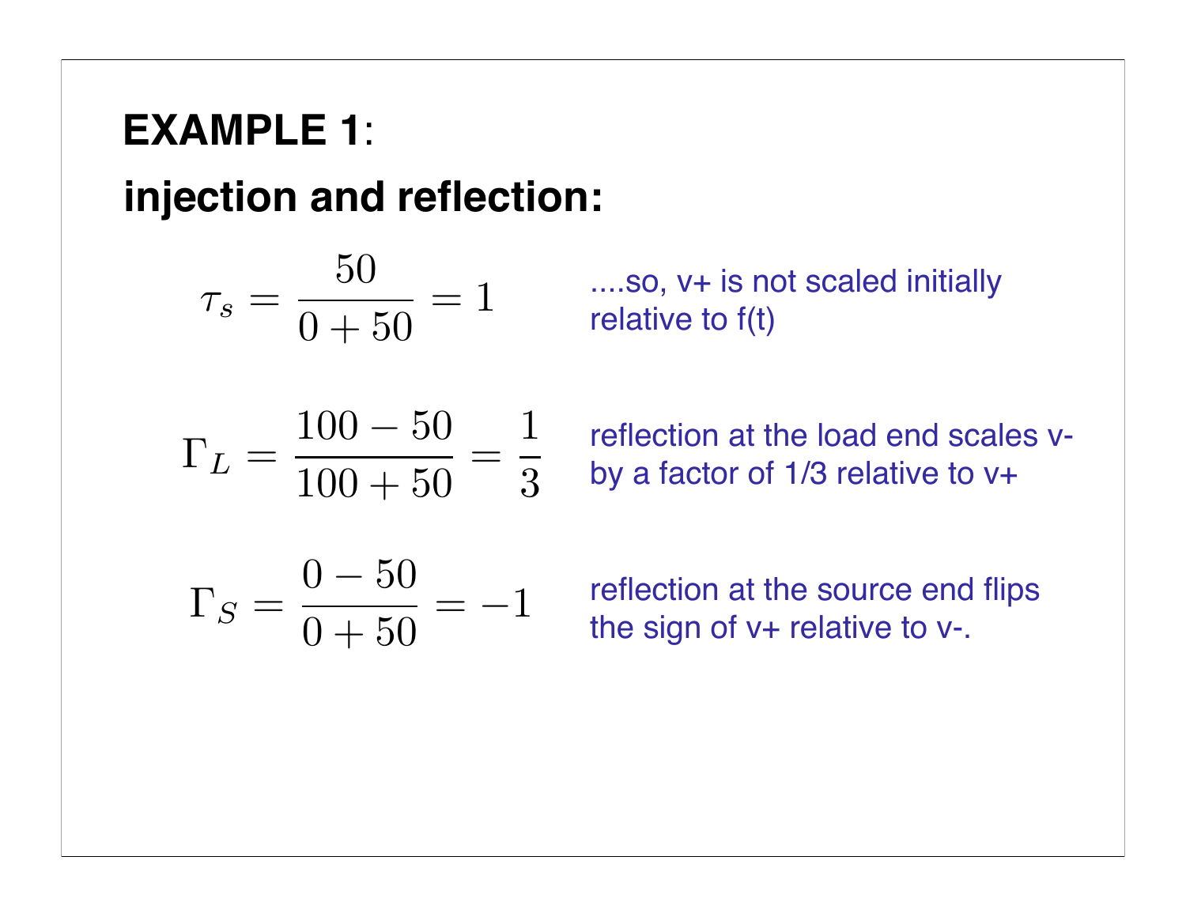**EXAMPLE 1**:

**injection and reflection:**

$$\tau_s = \frac{50}{0 + 50} = 1$$

....so, v+ is not scaled initially relative to f(t)

$$\Gamma_L = \frac{100 - 50}{100 + 50} = \frac{1}{3}$$

reflection at the load end scales v- by a factor of 1/3 relative to v+

$$\Gamma_S = \frac{0 - 50}{0 + 50} = -1$$

reflection at the source end flips the sign of v+ relative to v-.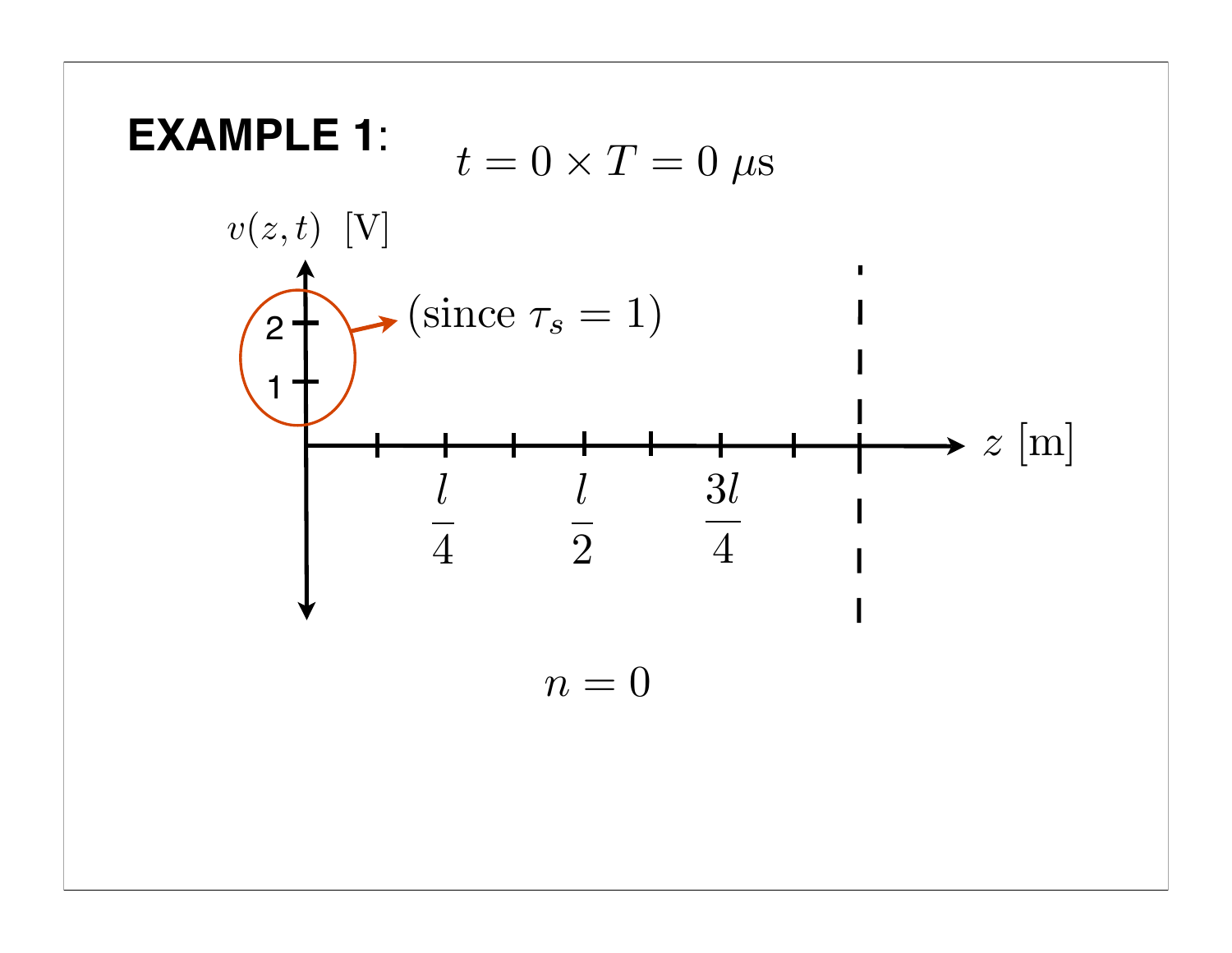**EXAMPLE 1**:

$$t = 0 \times T = 0\ \mu\text{s}$$

$v(z,t)$ [V]

2

1

(since $\tau_s = 1$)

$z$ [m]

$\frac{l}{4}$ $\frac{l}{2}$ $\frac{3l}{4}$

$$n = 0$$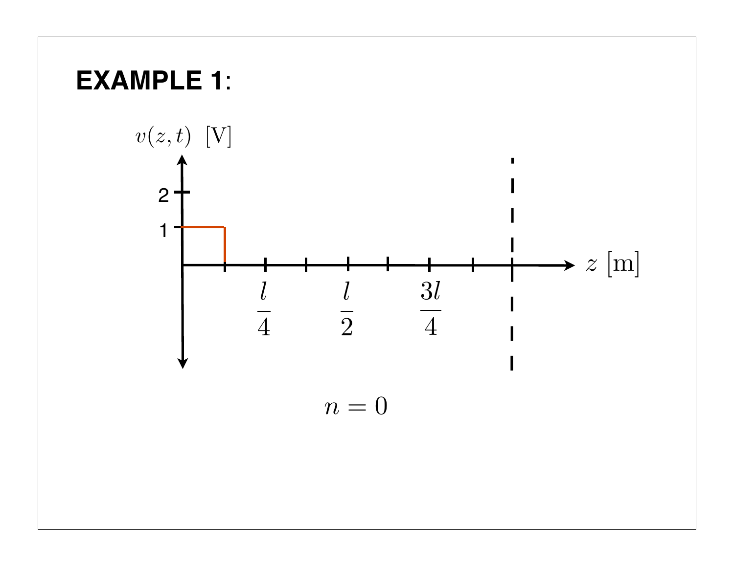**EXAMPLE 1**:

$v(z,t)$ [V]

2

1

$z$ [m]

$\frac{l}{4}$ $\frac{l}{2}$ $\frac{3l}{4}$

$n = 0$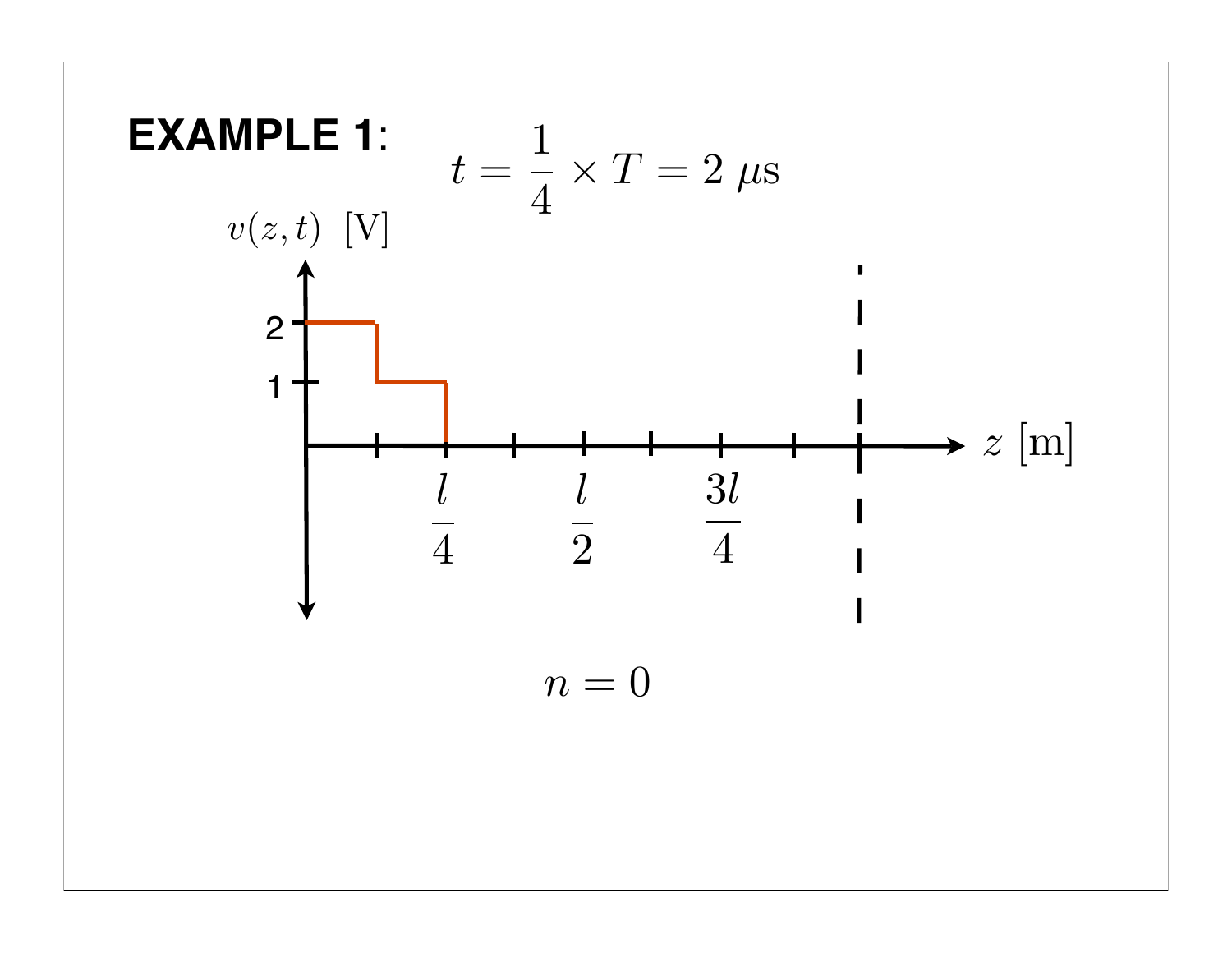**EXAMPLE 1**:

$$t = \frac{1}{4} \times T = 2\ \mu\text{s}$$

$v(z,t)$ [V]

2

1

$z$ [m]

$\frac{l}{4}$ $\frac{l}{2}$ $\frac{3l}{4}$

$$n = 0$$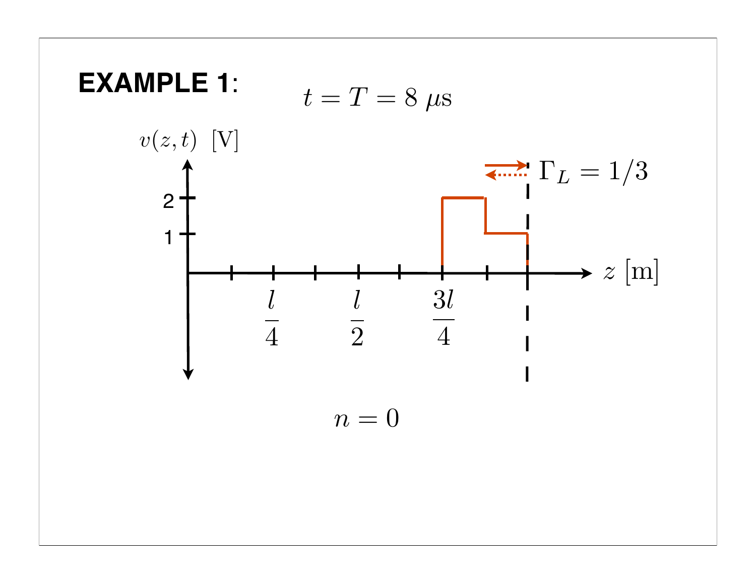**EXAMPLE 1**:

$$t = T = 8\ \mu\text{s}$$

$v(z,t)$ [V]

2

1

$\Gamma_L = 1/3$

$z$ [m]

$\frac{l}{4}$ $\frac{l}{2}$ $\frac{3l}{4}$

$$n = 0$$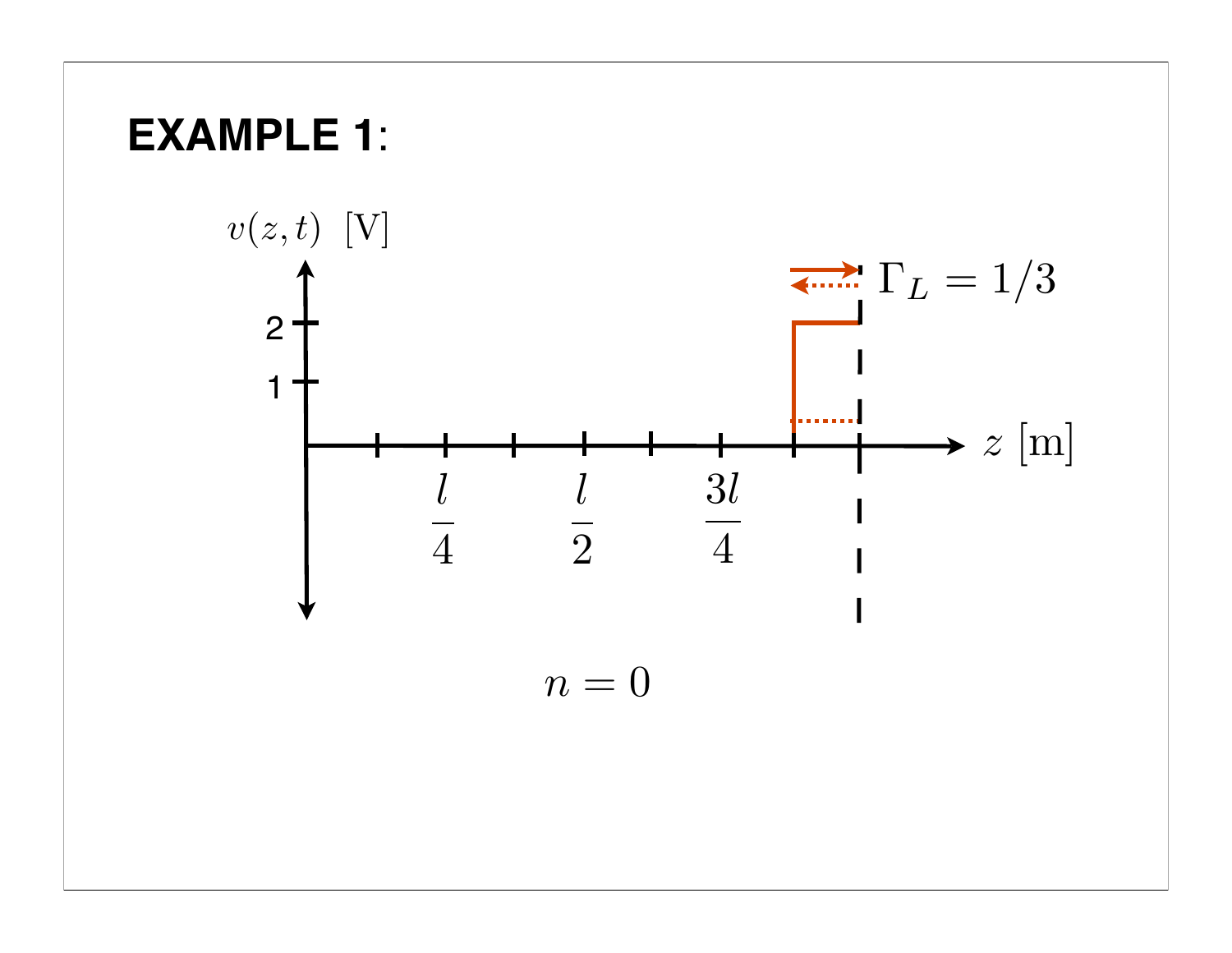# EXAMPLE 1:

$v(z,t)$ [V]

2

1

$\Gamma_L = 1/3$

$z$ [m]

$\frac{l}{4}$ $\frac{l}{2}$ $\frac{3l}{4}$

$n = 0$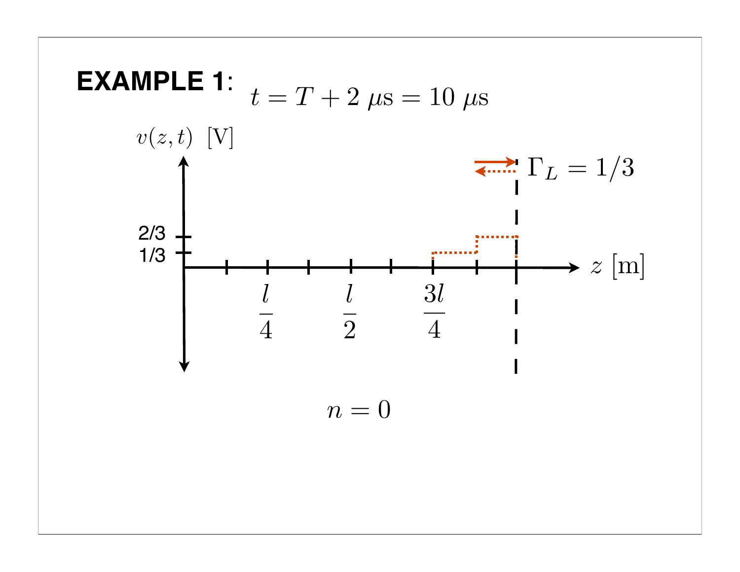**EXAMPLE 1**: $t = T + 2\ \mu\text{s} = 10\ \mu\text{s}$

$v(z,t)$ [V]

2/3

1/3

$\Gamma_L = 1/3$

$z$ [m]

$\frac{l}{4}$ $\frac{l}{2}$ $\frac{3l}{4}$

$n = 0$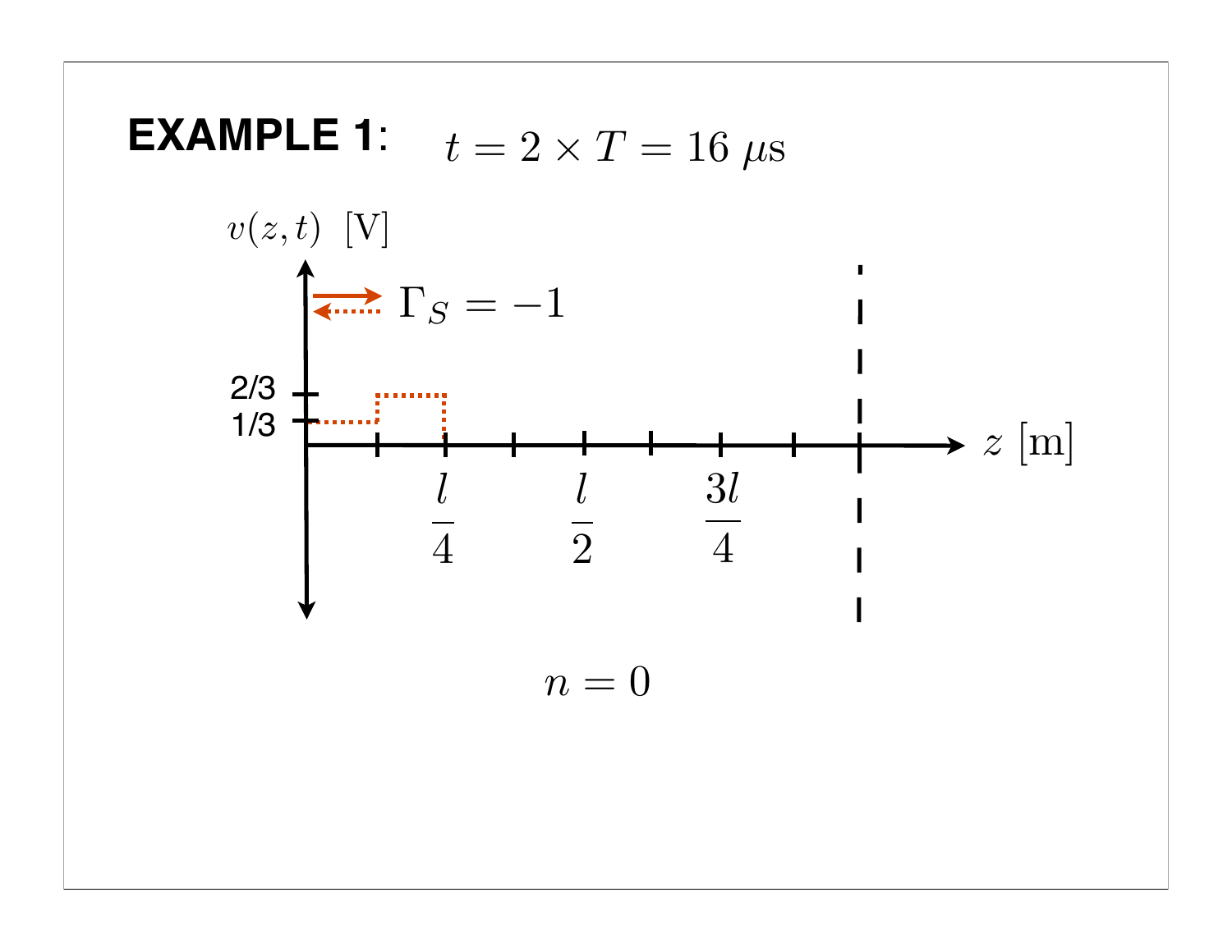**EXAMPLE 1**: $t = 2 \times T = 16\ \mu\text{s}$

$v(z,t)$ [V]

$\Gamma_S = -1$

2/3

1/3

$z$ [m]

$\frac{l}{4}$ $\frac{l}{2}$ $\frac{3l}{4}$

$n = 0$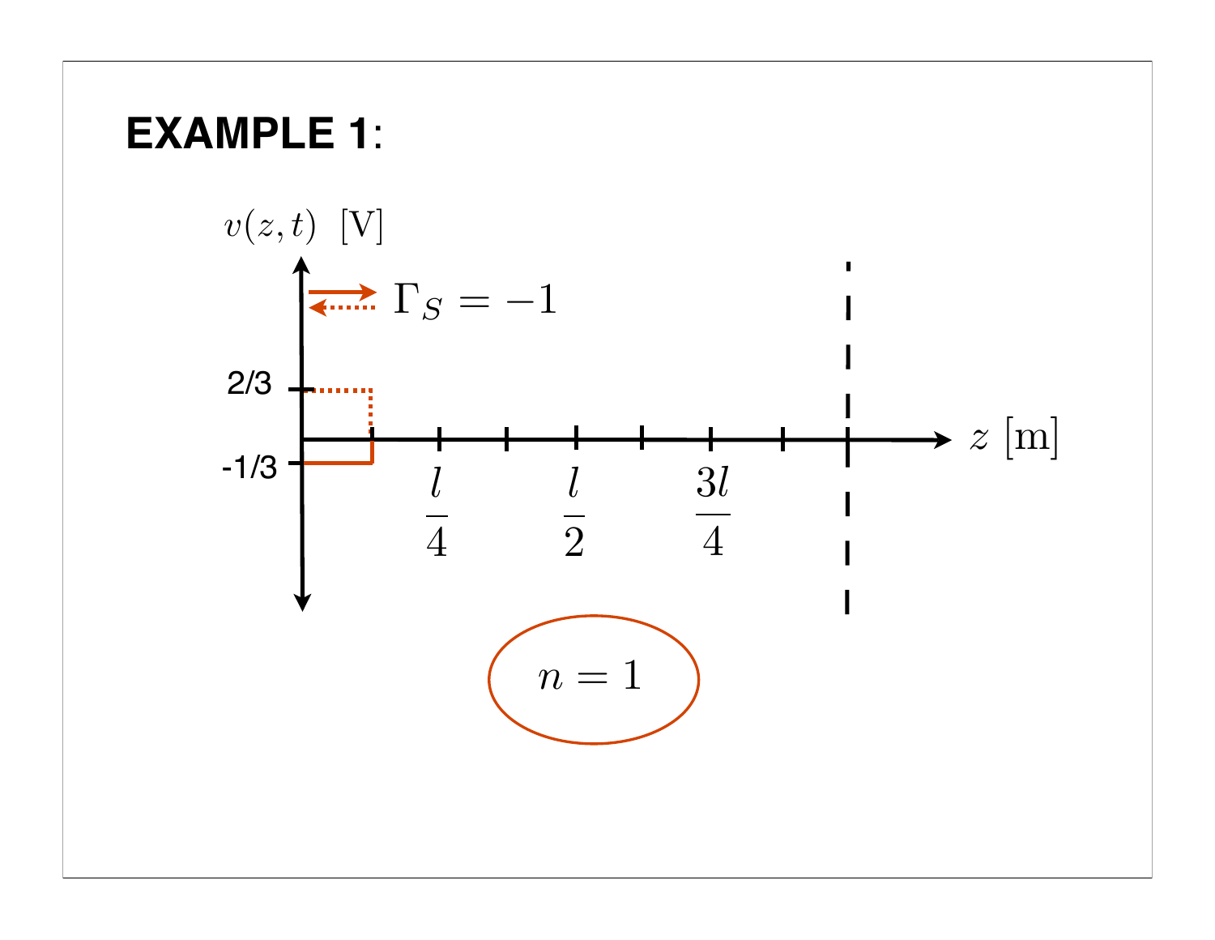**EXAMPLE 1**:

$v(z,t)$ [V]

$\Gamma_S = -1$

2/3

-1/3

$z$ [m]

$\frac{l}{4}$ $\frac{l}{2}$ $\frac{3l}{4}$

$n = 1$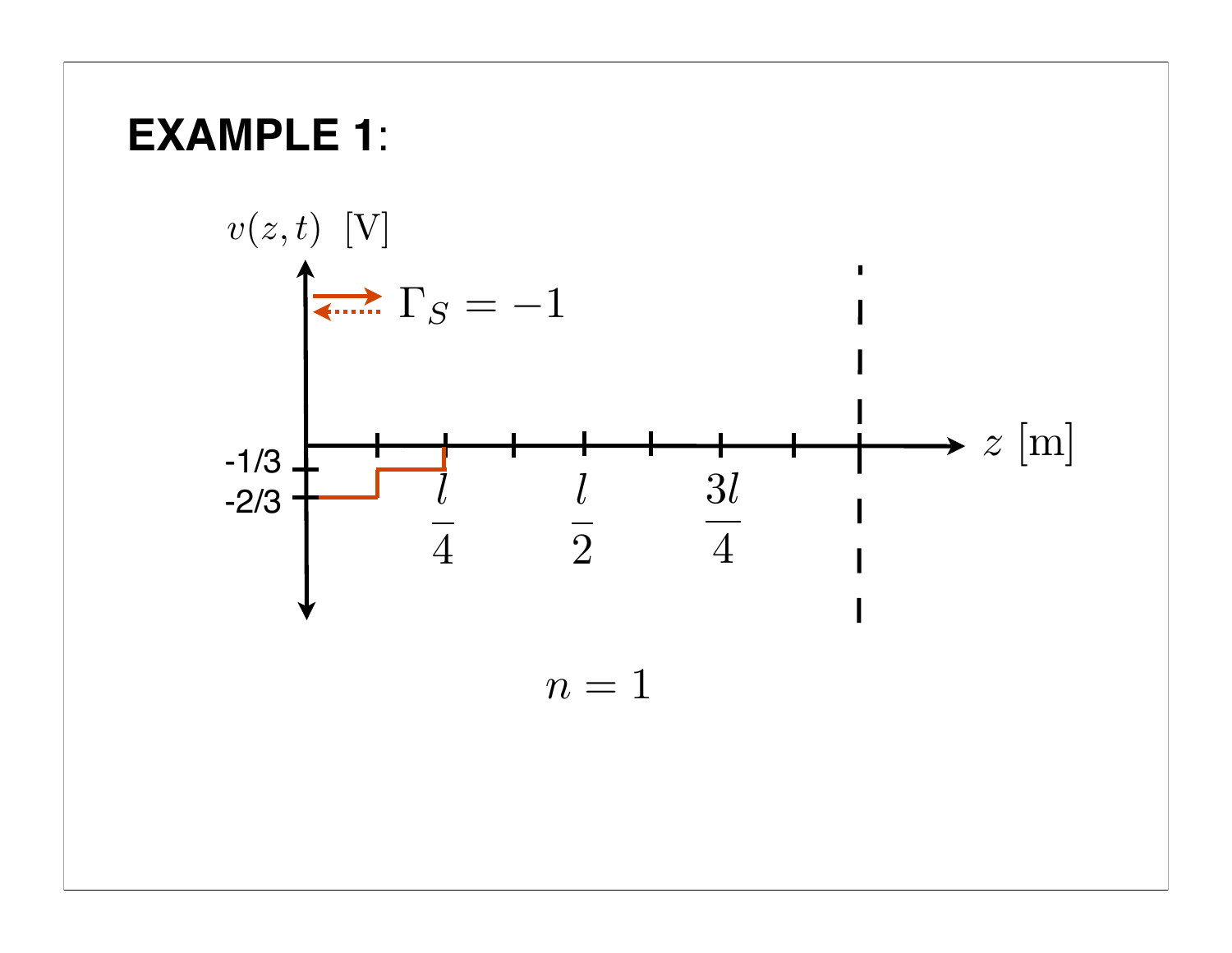**EXAMPLE 1**:

$v(z,t)$ [V]

$\Gamma_S = -1$

-1/3

-2/3

$\frac{l}{4}$ $\frac{l}{2}$ $\frac{3l}{4}$

$z$ [m]

$n = 1$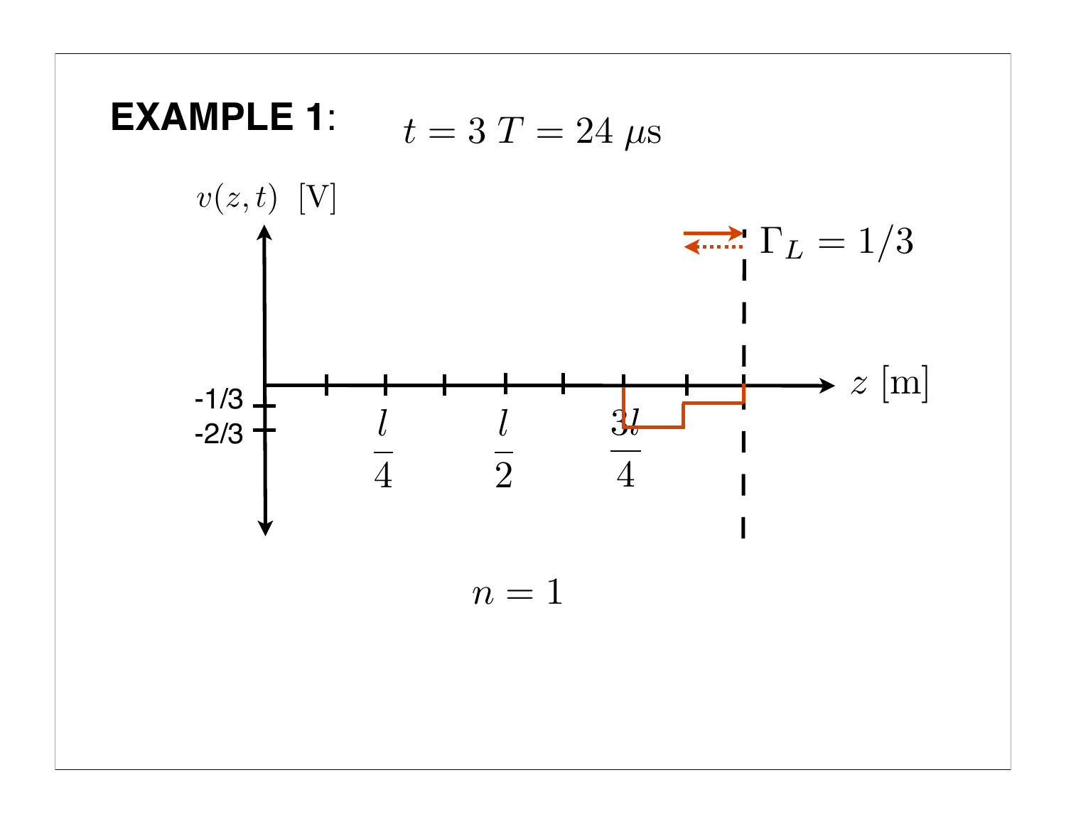**EXAMPLE 1**: $t = 3\,T = 24\ \mu\text{s}$

$v(z,t)$ [V]

$\Gamma_L = 1/3$

-1/3

-2/3

$\frac{l}{4}$ $\frac{l}{2}$ $\frac{3l}{4}$

$z$ [m]

$n = 1$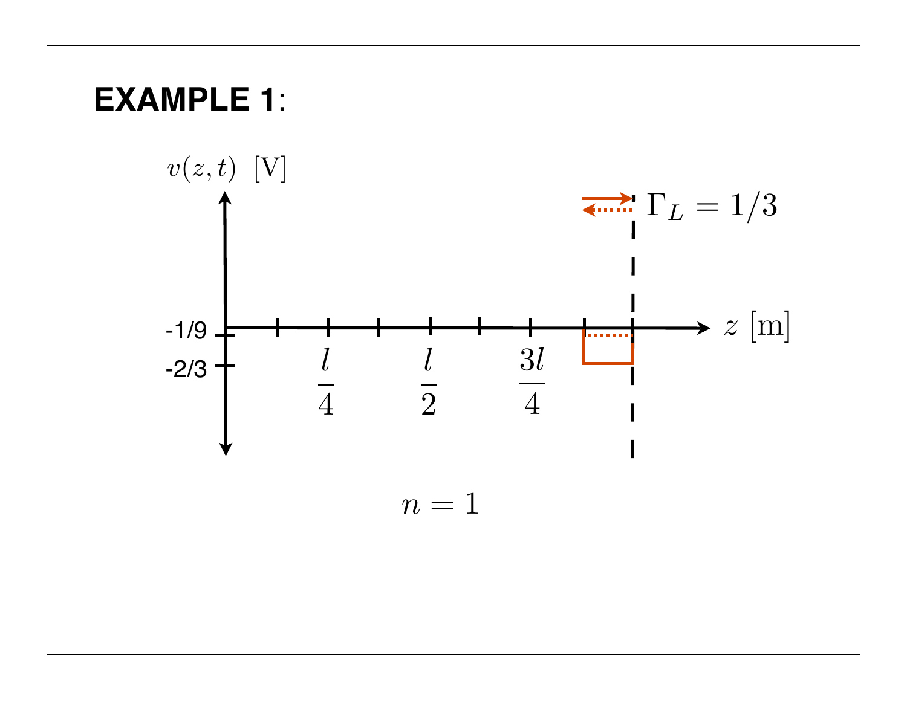# **EXAMPLE 1**:

$v(z,t)$ [V]

$\Gamma_L = 1/3$

-1/9

-2/3

$\frac{l}{4}$ $\frac{l}{2}$ $\frac{3l}{4}$

$z$ [m]

$n = 1$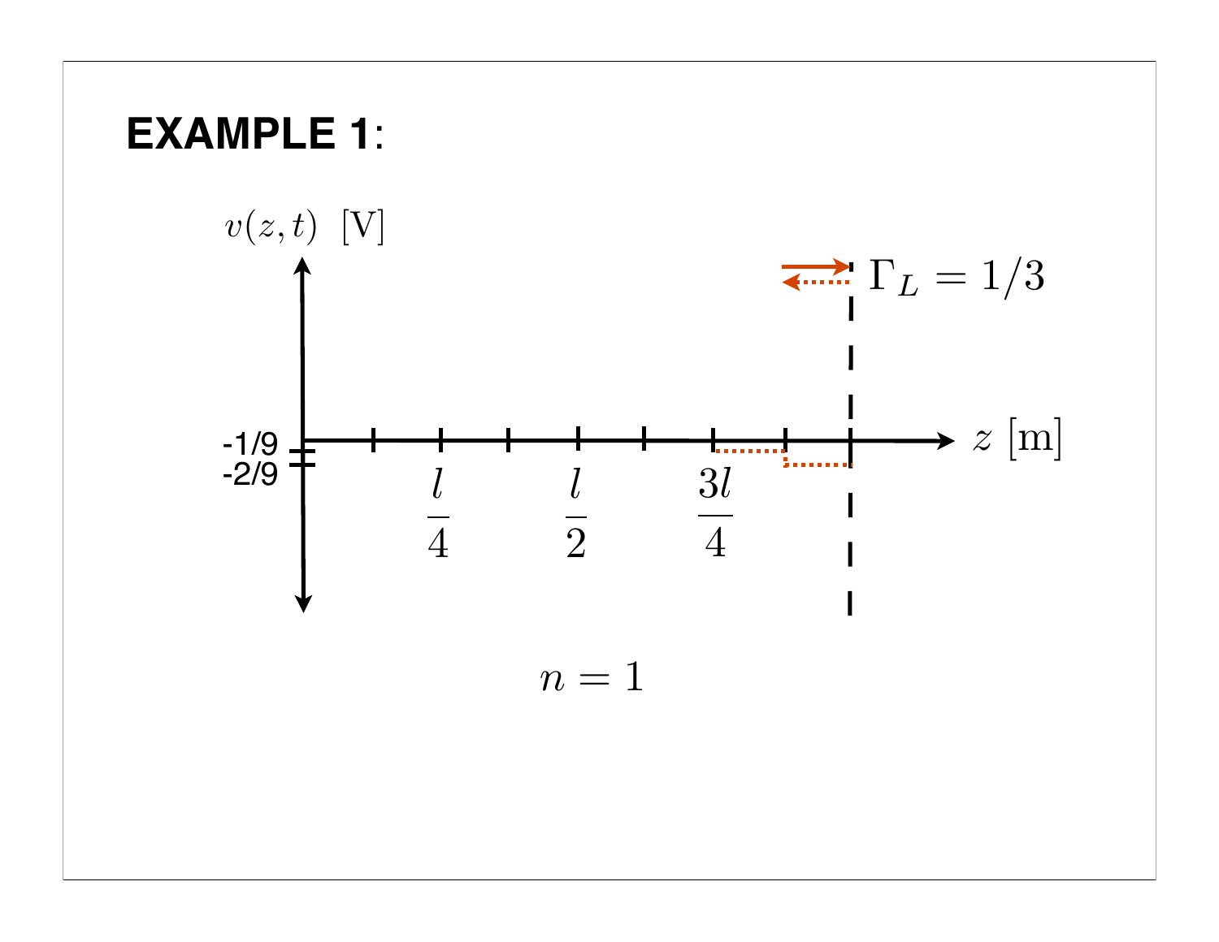**EXAMPLE 1**:

$v(z,t)$ [V]

$\Gamma_L = 1/3$

-1/9

-2/9

$\frac{l}{4}$ $\frac{l}{2}$ $\frac{3l}{4}$

$z$ [m]

$n = 1$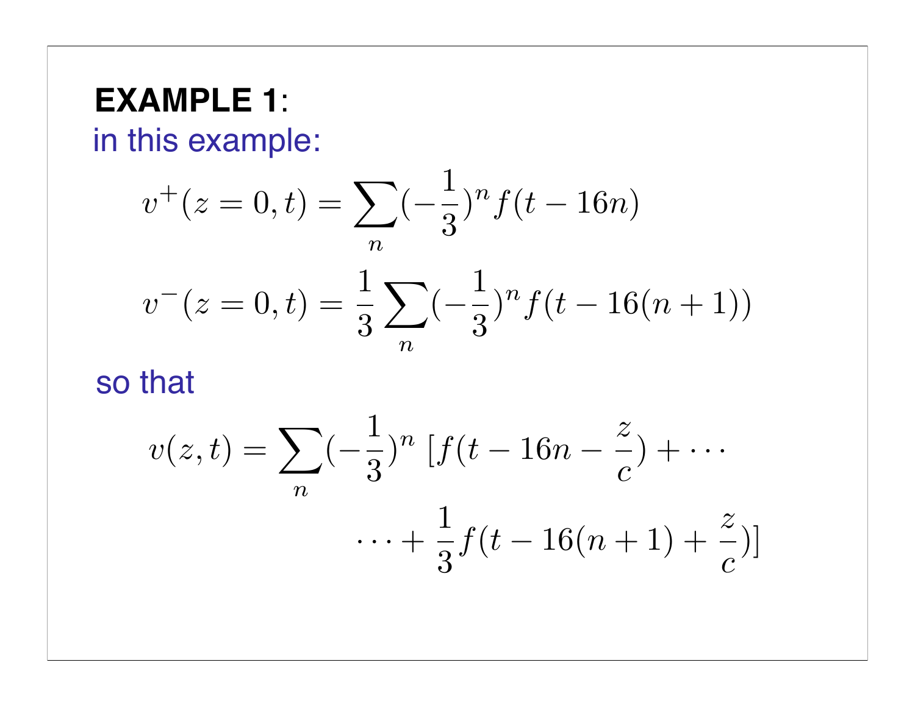**EXAMPLE 1**:

in this example:

$$v^+(z=0,t) = \sum_n (-\frac{1}{3})^n f(t-16n)$$

$$v^-(z=0,t) = \frac{1}{3}\sum_n (-\frac{1}{3})^n f(t-16(n+1))$$

so that

$$v(z,t) = \sum_n (-\frac{1}{3})^n \left[f(t-16n-\frac{z}{c}) + \cdots \right.$$

$$\left. \cdots + \frac{1}{3} f(t-16(n+1)+\frac{z}{c})\right]$$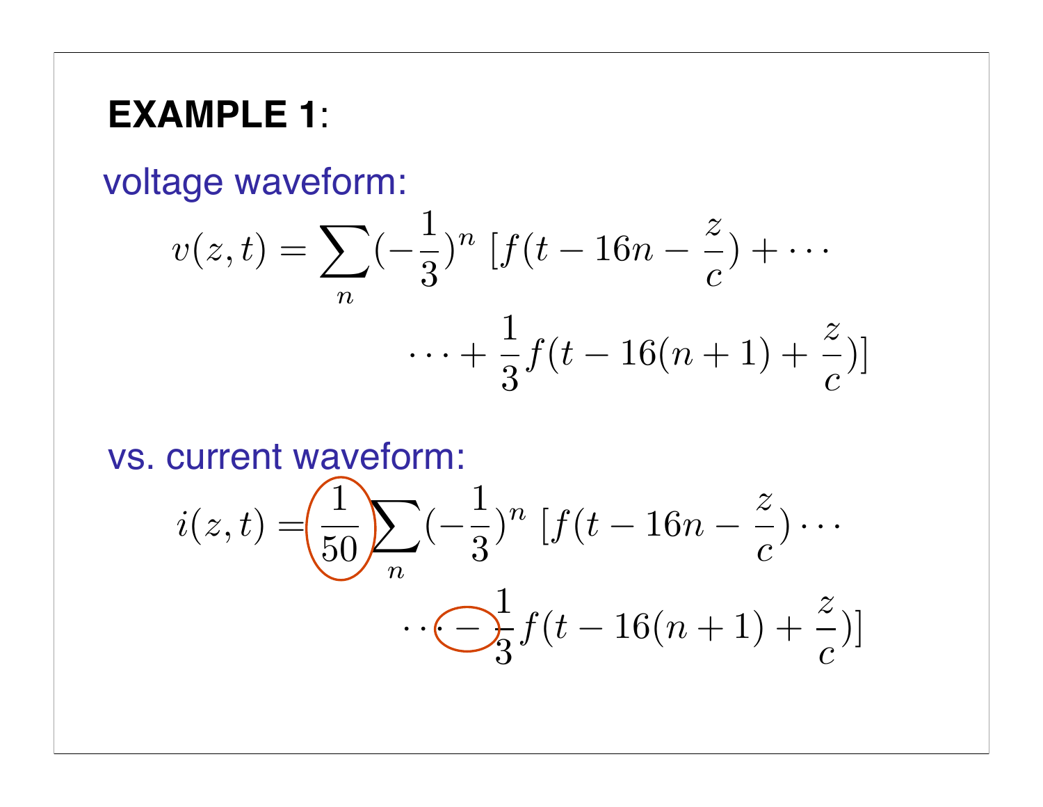**EXAMPLE 1**:

voltage waveform:

$$v(z,t) = \sum_n (-\frac{1}{3})^n \left[f(t - 16n - \frac{z}{c}) + \cdots \right.$$

$$\left. \cdots + \frac{1}{3} f(t - 16(n+1) + \frac{z}{c})\right]$$

vs. current waveform:

$$i(z,t) = \frac{1}{50} \sum_n (-\frac{1}{3})^n \left[f(t - 16n - \frac{z}{c}) \cdots \right.$$

$$\left. \cdots - \frac{1}{3} f(t - 16(n+1) + \frac{z}{c})\right]$$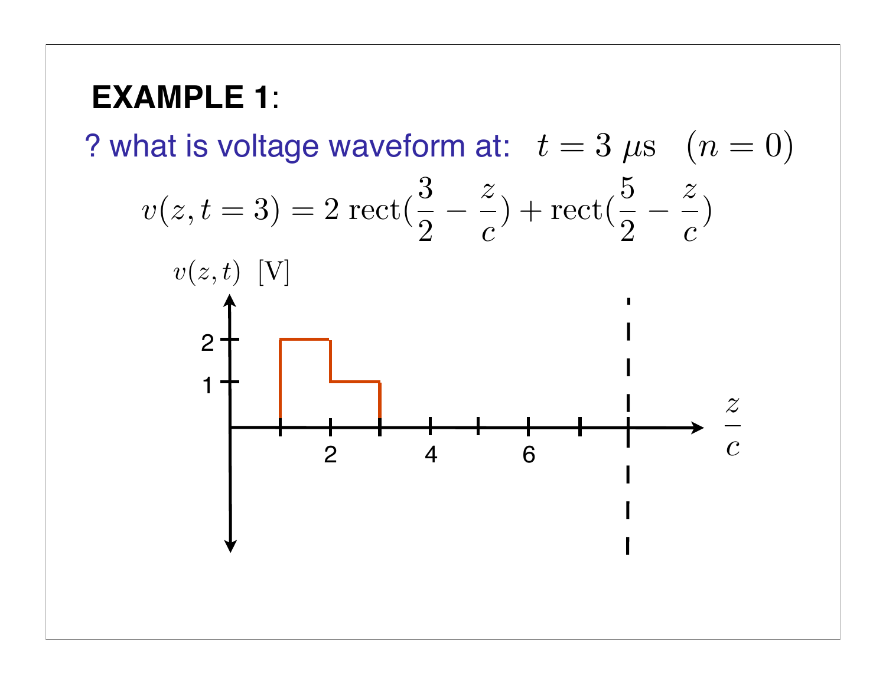**EXAMPLE 1**:

? what is voltage waveform at: $t = 3\ \mu\text{s} \quad (n = 0)$

$$v(z, t = 3) = 2\ \text{rect}(\frac{3}{2} - \frac{z}{c}) + \text{rect}(\frac{5}{2} - \frac{z}{c})$$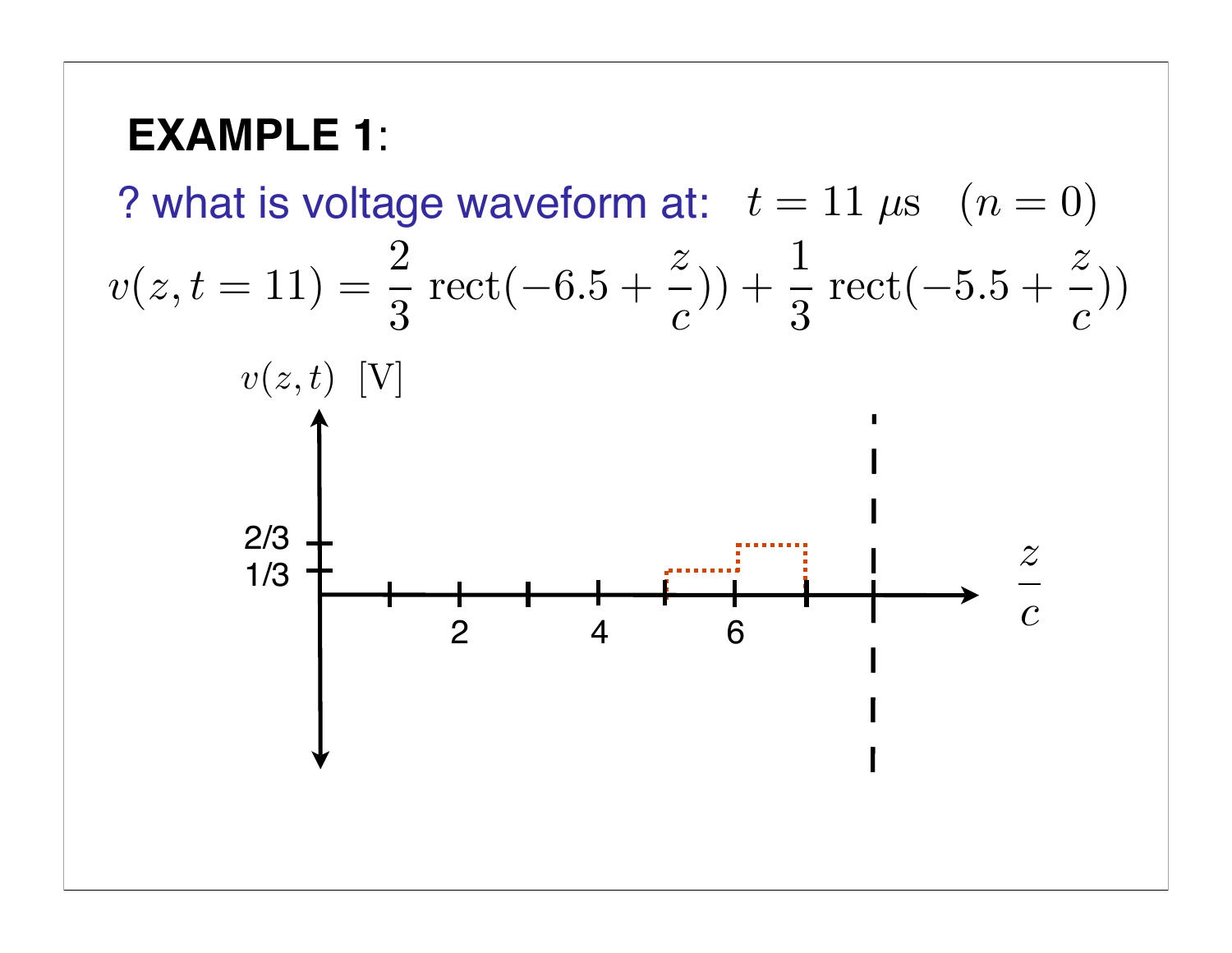**EXAMPLE 1**:

? what is voltage waveform at: $t = 11\ \mu\text{s} \quad (n = 0)$

$$v(z, t = 11) = \frac{2}{3}\ \text{rect}(-6.5 + \frac{z}{c})) + \frac{1}{3}\ \text{rect}(-5.5 + \frac{z}{c}))$$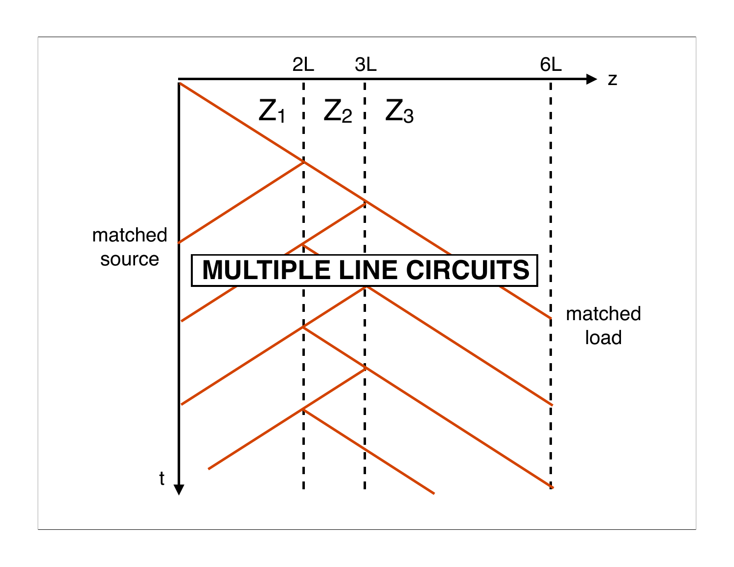# MULTIPLE LINE CIRCUITS

2L 3L 6L z

$Z_1$ $Z_2$ $Z_3$

matched source

matched load

t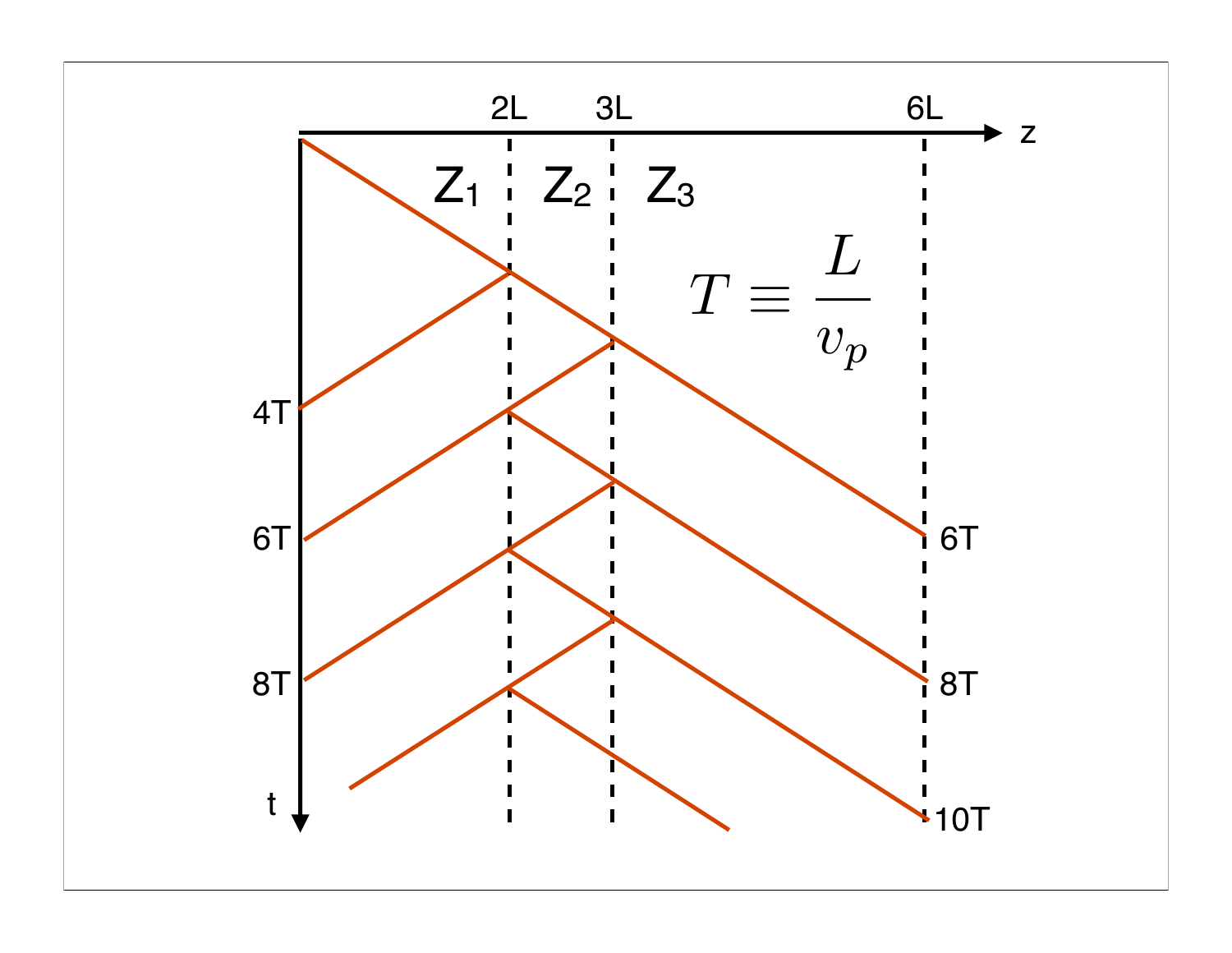$z$

$2L$ $3L$ $6L$

$Z_1$ $Z_2$ $Z_3$

$$T \equiv \frac{L}{v_p}$$

$t$

$4T$

$6T$ $6T$

$8T$ $8T$

$10T$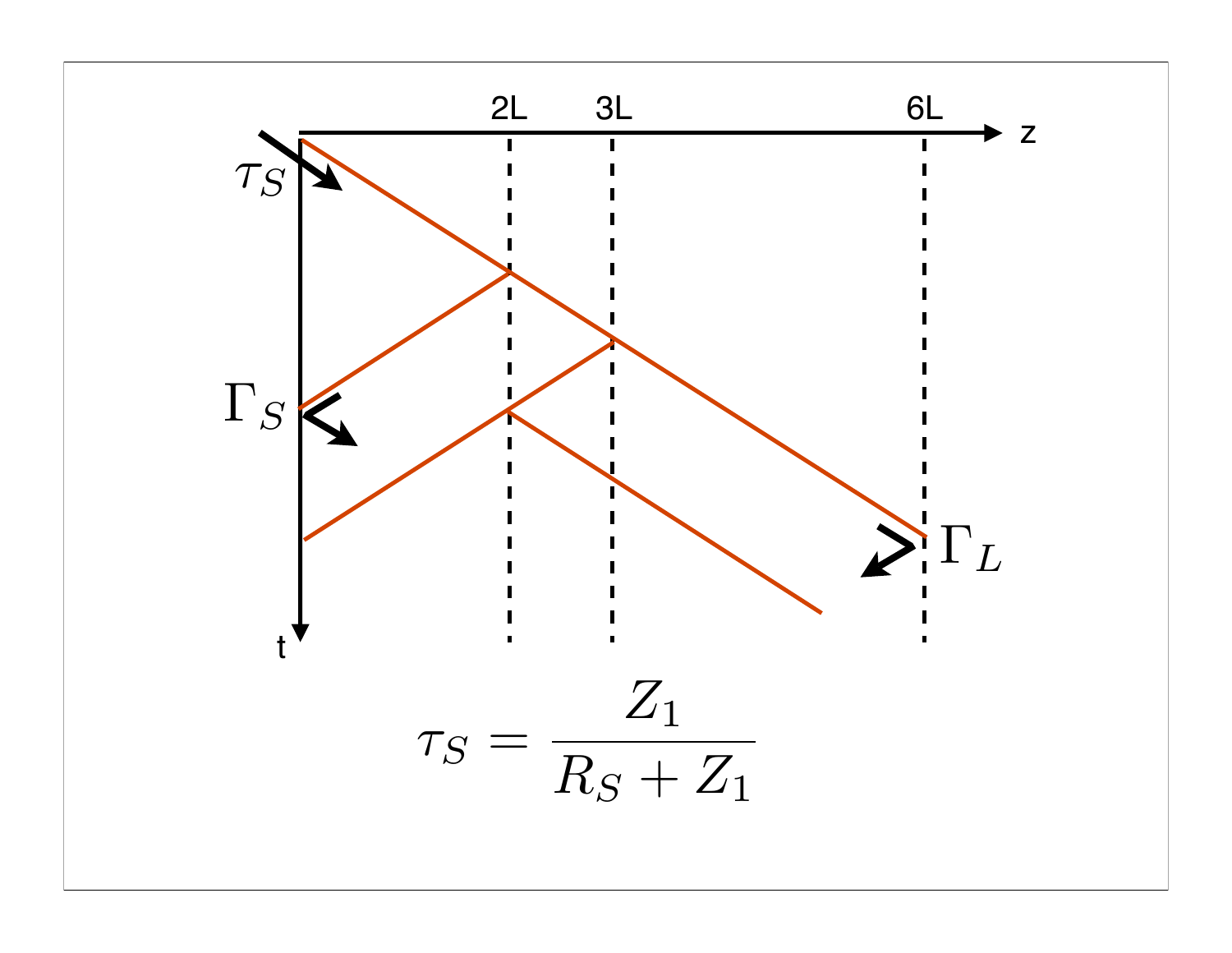$$\tau_S = \frac{Z_1}{R_S + Z_1}$$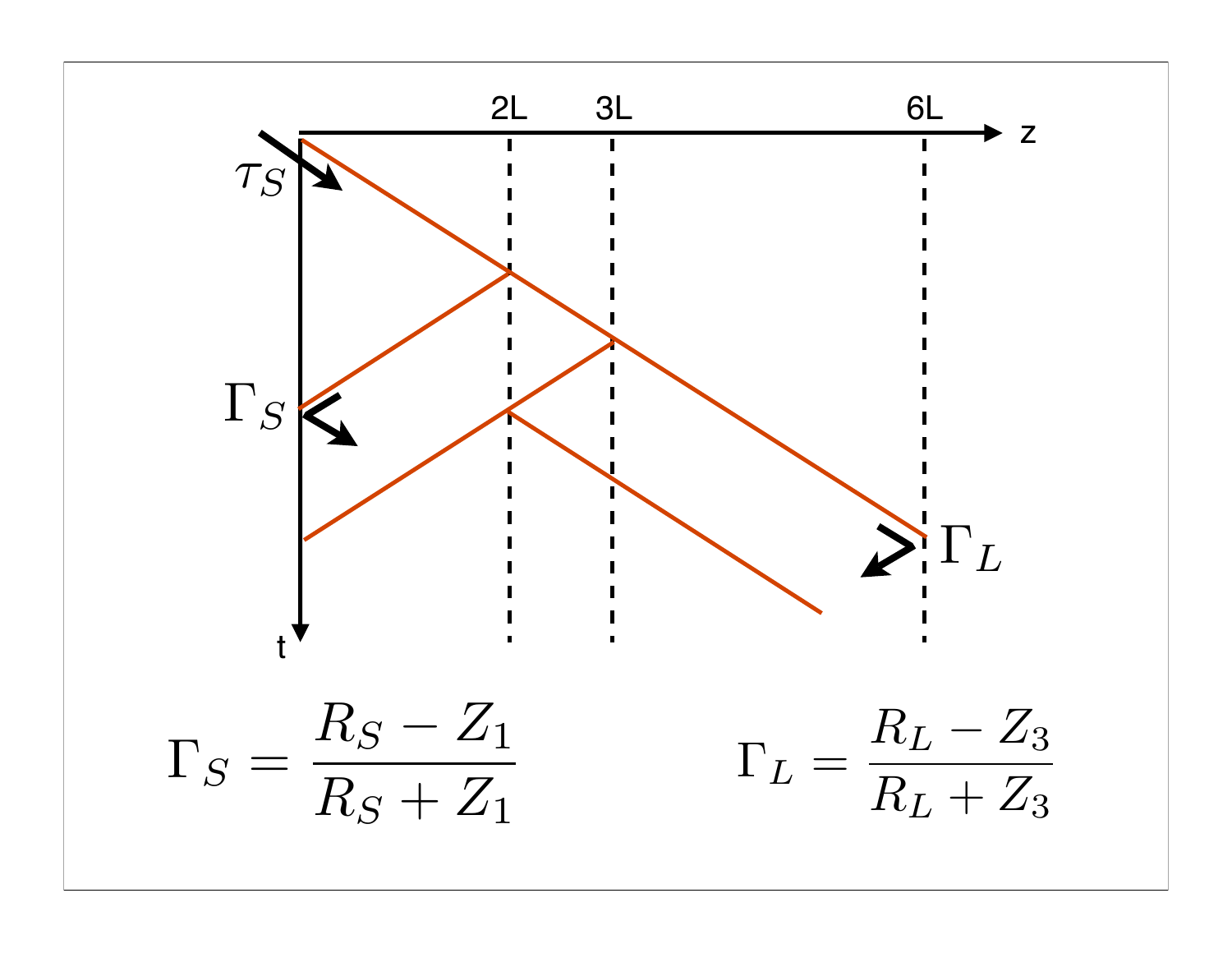$$\Gamma_S = \frac{R_S - Z_1}{R_S + Z_1}$$

$$\Gamma_L = \frac{R_L - Z_3}{R_L + Z_3}$$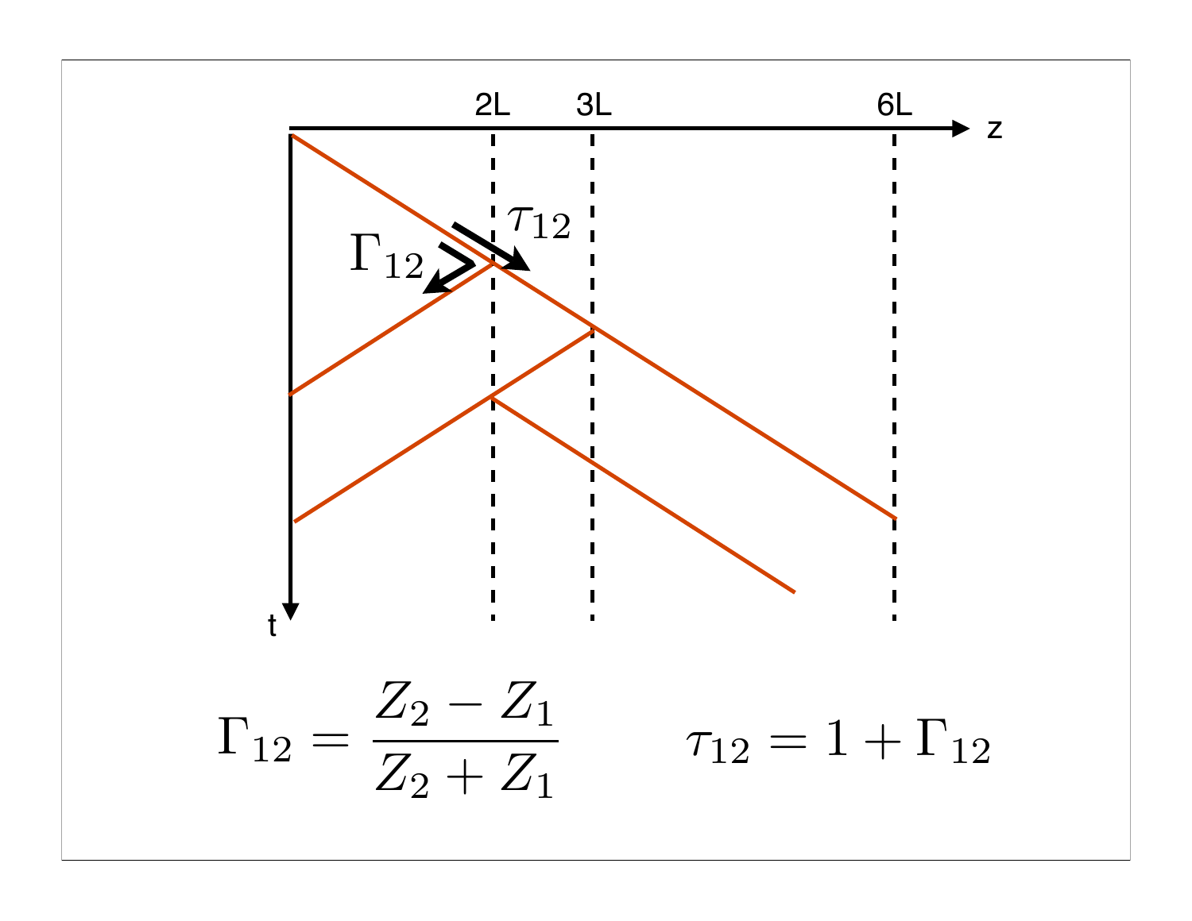z

2L

3L

6L

t

$\tau_{12}$

$\Gamma_{12}$

$$\Gamma_{12} = \frac{Z_2 - Z_1}{Z_2 + Z_1} \qquad \tau_{12} = 1 + \Gamma_{12}$$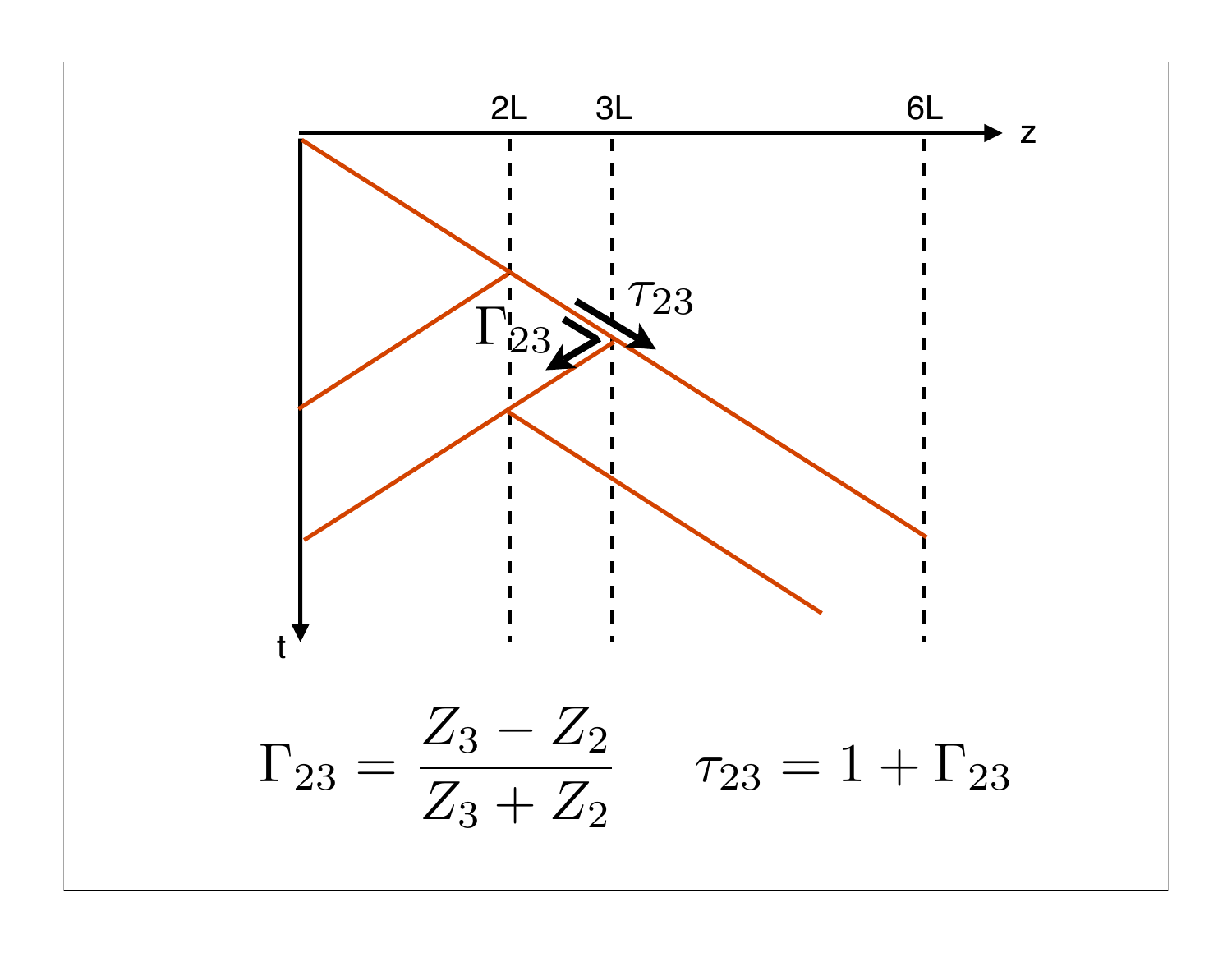2L 3L 6L z

t

$\tau_{23}$

$\Gamma_{23}$

$$\Gamma_{23} = \frac{Z_3 - Z_2}{Z_3 + Z_2} \qquad \tau_{23} = 1 + \Gamma_{23}$$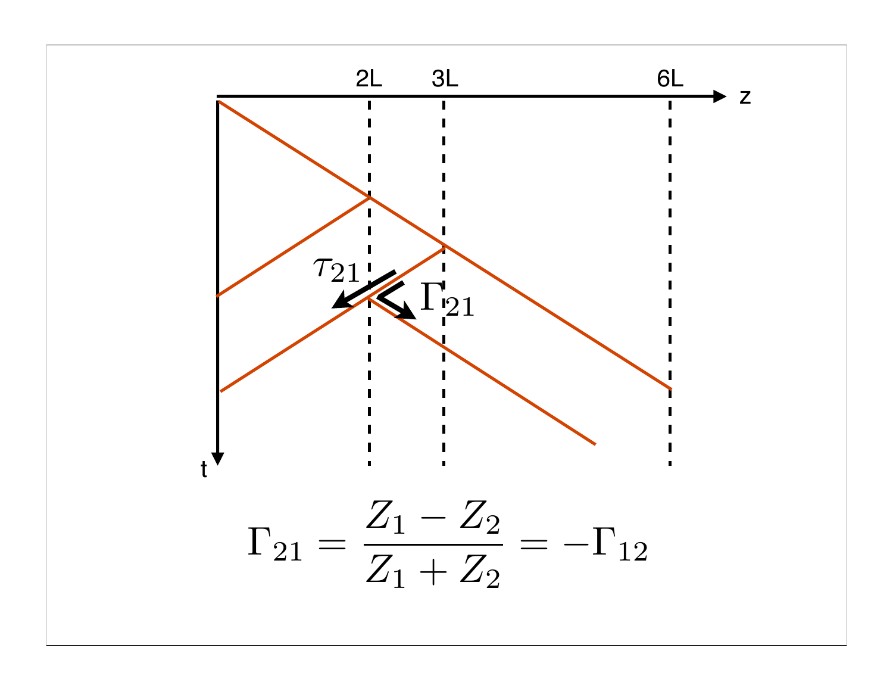$$\Gamma_{21} = \frac{Z_1 - Z_2}{Z_1 + Z_2} = -\Gamma_{12}$$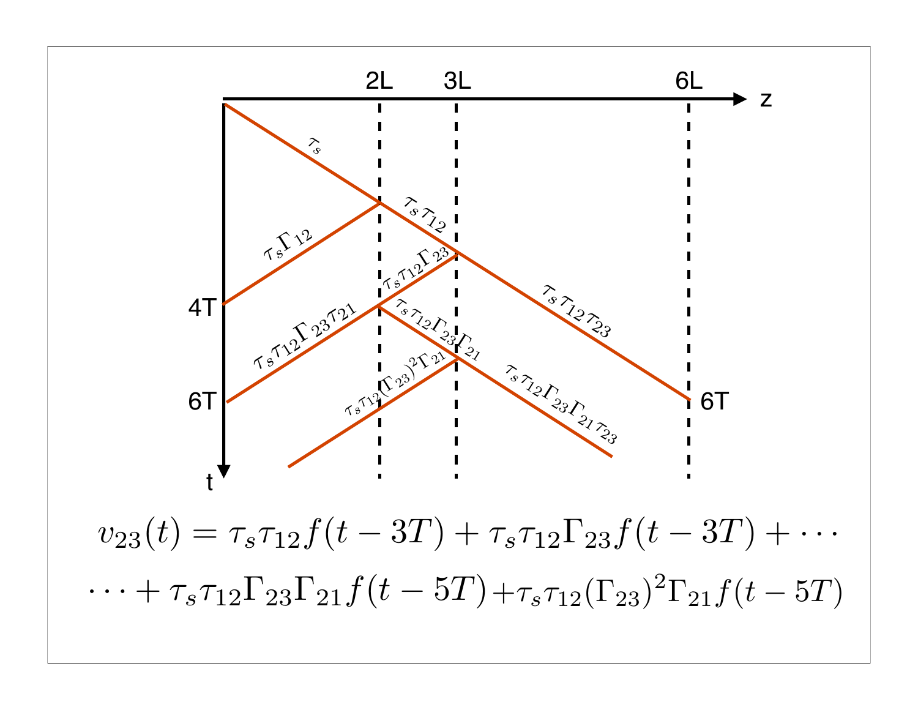z

2L

3L

6L

t

4T

6T

6T

$\tau_s$

$\tau_s \tau_{12}$

$\tau_s \Gamma_{12}$

$\tau_s \tau_{12} \Gamma_{23}$

$\tau_s \tau_{12} \tau_{23}$

$\tau_s \tau_{12} \Gamma_{23} \tau_{21}$

$\tau_s \tau_{12} \Gamma_{23} \Gamma_{21}$

$\tau_s \tau_{12} (\Gamma_{23})^2 \Gamma_{21}$

$\tau_s \tau_{12} \Gamma_{23} \Gamma_{21} \tau_{23}$

$$v_{23}(t) = \tau_s \tau_{12} f(t - 3T) + \tau_s \tau_{12} \Gamma_{23} f(t - 3T) + \cdots$$

$$\cdots + \tau_s \tau_{12} \Gamma_{23} \Gamma_{21} f(t - 5T) + \tau_s \tau_{12} (\Gamma_{23})^2 \Gamma_{21} f(t - 5T)$$